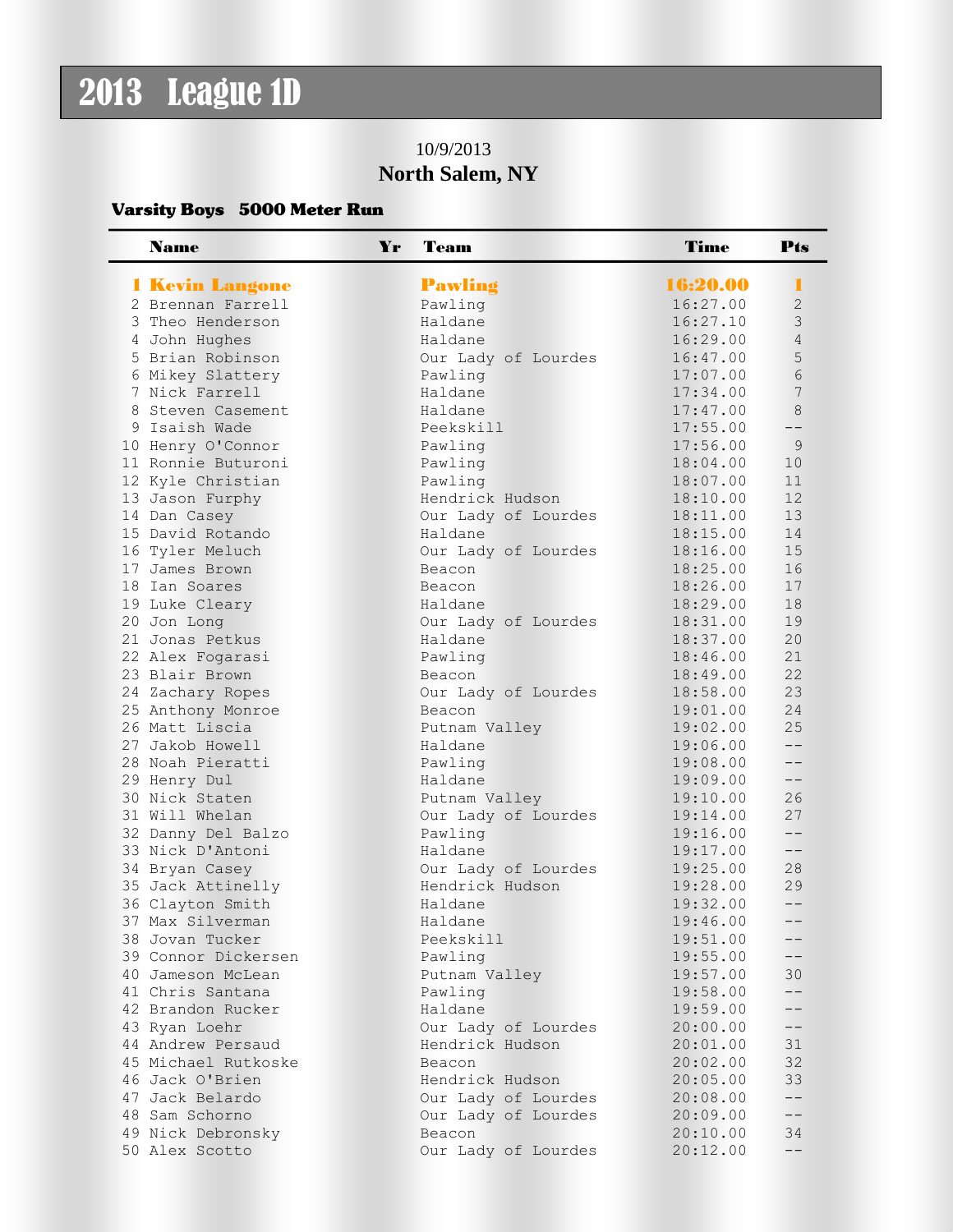# 2013 League 1D

10/9/2013

**North Salem, NY**

### Varsity Boys 5000 Meter Run

| | Name | Yr | Team | Time | Pts |
|---|---|---|---|---|---|
| **1** | **Kevin Langone** | | **Pawling** | **16:20.00** | **1** |
| 2 | Brennan Farrell | | Pawling | 16:27.00 | 2 |
| 3 | Theo Henderson | | Haldane | 16:27.10 | 3 |
| 4 | John Hughes | | Haldane | 16:29.00 | 4 |
| 5 | Brian Robinson | | Our Lady of Lourdes | 16:47.00 | 5 |
| 6 | Mikey Slattery | | Pawling | 17:07.00 | 6 |
| 7 | Nick Farrell | | Haldane | 17:34.00 | 7 |
| 8 | Steven Casement | | Haldane | 17:47.00 | 8 |
| 9 | Isaish Wade | | Peekskill | 17:55.00 | -- |
| 10 | Henry O'Connor | | Pawling | 17:56.00 | 9 |
| 11 | Ronnie Buturoni | | Pawling | 18:04.00 | 10 |
| 12 | Kyle Christian | | Pawling | 18:07.00 | 11 |
| 13 | Jason Furphy | | Hendrick Hudson | 18:10.00 | 12 |
| 14 | Dan Casey | | Our Lady of Lourdes | 18:11.00 | 13 |
| 15 | David Rotando | | Haldane | 18:15.00 | 14 |
| 16 | Tyler Meluch | | Our Lady of Lourdes | 18:16.00 | 15 |
| 17 | James Brown | | Beacon | 18:25.00 | 16 |
| 18 | Ian Soares | | Beacon | 18:26.00 | 17 |
| 19 | Luke Cleary | | Haldane | 18:29.00 | 18 |
| 20 | Jon Long | | Our Lady of Lourdes | 18:31.00 | 19 |
| 21 | Jonas Petkus | | Haldane | 18:37.00 | 20 |
| 22 | Alex Fogarasi | | Pawling | 18:46.00 | 21 |
| 23 | Blair Brown | | Beacon | 18:49.00 | 22 |
| 24 | Zachary Ropes | | Our Lady of Lourdes | 18:58.00 | 23 |
| 25 | Anthony Monroe | | Beacon | 19:01.00 | 24 |
| 26 | Matt Liscia | | Putnam Valley | 19:02.00 | 25 |
| 27 | Jakob Howell | | Haldane | 19:06.00 | -- |
| 28 | Noah Pieratti | | Pawling | 19:08.00 | -- |
| 29 | Henry Dul | | Haldane | 19:09.00 | -- |
| 30 | Nick Staten | | Putnam Valley | 19:10.00 | 26 |
| 31 | Will Whelan | | Our Lady of Lourdes | 19:14.00 | 27 |
| 32 | Danny Del Balzo | | Pawling | 19:16.00 | -- |
| 33 | Nick D'Antoni | | Haldane | 19:17.00 | -- |
| 34 | Bryan Casey | | Our Lady of Lourdes | 19:25.00 | 28 |
| 35 | Jack Attinelly | | Hendrick Hudson | 19:28.00 | 29 |
| 36 | Clayton Smith | | Haldane | 19:32.00 | -- |
| 37 | Max Silverman | | Haldane | 19:46.00 | -- |
| 38 | Jovan Tucker | | Peekskill | 19:51.00 | -- |
| 39 | Connor Dickersen | | Pawling | 19:55.00 | -- |
| 40 | Jameson McLean | | Putnam Valley | 19:57.00 | 30 |
| 41 | Chris Santana | | Pawling | 19:58.00 | -- |
| 42 | Brandon Rucker | | Haldane | 19:59.00 | -- |
| 43 | Ryan Loehr | | Our Lady of Lourdes | 20:00.00 | -- |
| 44 | Andrew Persaud | | Hendrick Hudson | 20:01.00 | 31 |
| 45 | Michael Rutkoske | | Beacon | 20:02.00 | 32 |
| 46 | Jack O'Brien | | Hendrick Hudson | 20:05.00 | 33 |
| 47 | Jack Belardo | | Our Lady of Lourdes | 20:08.00 | -- |
| 48 | Sam Schorno | | Our Lady of Lourdes | 20:09.00 | -- |
| 49 | Nick Debronsky | | Beacon | 20:10.00 | 34 |
| 50 | Alex Scotto | | Our Lady of Lourdes | 20:12.00 | -- |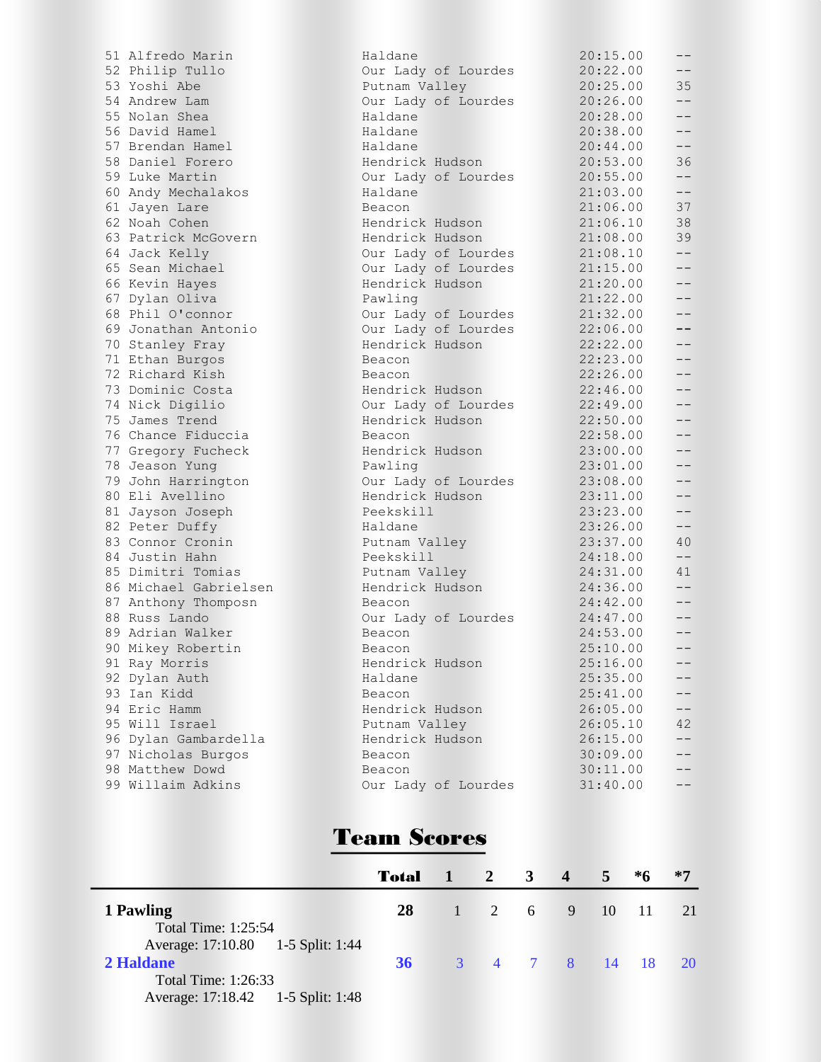| | | | | |
|---|---|---|---|---|
| 51 | Alfredo Marin | Haldane | 20:15.00 | -- |
| 52 | Philip Tullo | Our Lady of Lourdes | 20:22.00 | -- |
| 53 | Yoshi Abe | Putnam Valley | 20:25.00 | 35 |
| 54 | Andrew Lam | Our Lady of Lourdes | 20:26.00 | -- |
| 55 | Nolan Shea | Haldane | 20:28.00 | -- |
| 56 | David Hamel | Haldane | 20:38.00 | -- |
| 57 | Brendan Hamel | Haldane | 20:44.00 | -- |
| 58 | Daniel Forero | Hendrick Hudson | 20:53.00 | 36 |
| 59 | Luke Martin | Our Lady of Lourdes | 20:55.00 | -- |
| 60 | Andy Mechalakos | Haldane | 21:03.00 | -- |
| 61 | Jayen Lare | Beacon | 21:06.00 | 37 |
| 62 | Noah Cohen | Hendrick Hudson | 21:06.10 | 38 |
| 63 | Patrick McGovern | Hendrick Hudson | 21:08.00 | 39 |
| 64 | Jack Kelly | Our Lady of Lourdes | 21:08.10 | -- |
| 65 | Sean Michael | Our Lady of Lourdes | 21:15.00 | -- |
| 66 | Kevin Hayes | Hendrick Hudson | 21:20.00 | -- |
| 67 | Dylan Oliva | Pawling | 21:22.00 | -- |
| 68 | Phil O'connor | Our Lady of Lourdes | 21:32.00 | -- |
| 69 | Jonathan Antonio | Our Lady of Lourdes | 22:06.00 | -- |
| 70 | Stanley Fray | Hendrick Hudson | 22:22.00 | -- |
| 71 | Ethan Burgos | Beacon | 22:23.00 | -- |
| 72 | Richard Kish | Beacon | 22:26.00 | -- |
| 73 | Dominic Costa | Hendrick Hudson | 22:46.00 | -- |
| 74 | Nick Digilio | Our Lady of Lourdes | 22:49.00 | -- |
| 75 | James Trend | Hendrick Hudson | 22:50.00 | -- |
| 76 | Chance Fiduccia | Beacon | 22:58.00 | -- |
| 77 | Gregory Fucheck | Hendrick Hudson | 23:00.00 | -- |
| 78 | Jeason Yung | Pawling | 23:01.00 | -- |
| 79 | John Harrington | Our Lady of Lourdes | 23:08.00 | -- |
| 80 | Eli Avellino | Hendrick Hudson | 23:11.00 | -- |
| 81 | Jayson Joseph | Peekskill | 23:23.00 | -- |
| 82 | Peter Duffy | Haldane | 23:26.00 | -- |
| 83 | Connor Cronin | Putnam Valley | 23:37.00 | 40 |
| 84 | Justin Hahn | Peekskill | 24:18.00 | -- |
| 85 | Dimitri Tomias | Putnam Valley | 24:31.00 | 41 |
| 86 | Michael Gabrielsen | Hendrick Hudson | 24:36.00 | -- |
| 87 | Anthony Thomposn | Beacon | 24:42.00 | -- |
| 88 | Russ Lando | Our Lady of Lourdes | 24:47.00 | -- |
| 89 | Adrian Walker | Beacon | 24:53.00 | -- |
| 90 | Mikey Robertin | Beacon | 25:10.00 | -- |
| 91 | Ray Morris | Hendrick Hudson | 25:16.00 | -- |
| 92 | Dylan Auth | Haldane | 25:35.00 | -- |
| 93 | Ian Kidd | Beacon | 25:41.00 | -- |
| 94 | Eric Hamm | Hendrick Hudson | 26:05.00 | -- |
| 95 | Will Israel | Putnam Valley | 26:05.10 | 42 |
| 96 | Dylan Gambardella | Hendrick Hudson | 26:15.00 | -- |
| 97 | Nicholas Burgos | Beacon | 30:09.00 | -- |
| 98 | Matthew Dowd | Beacon | 30:11.00 | -- |
| 99 | Willaim Adkins | Our Lady of Lourdes | 31:40.00 | -- |

## Team Scores

| | Total | 1 | 2 | 3 | 4 | 5 | *6 | *7 |
|---|---|---|---|---|---|---|---|---|
| **1 Pawling**<br>Total Time: 1:25:54<br>Average: 17:10.80 1-5 Split: 1:44 | **28** | 1 | 2 | 6 | 9 | 10 | 11 | 21 |
| **2 Haldane**<br>Total Time: 1:26:33<br>Average: 17:18.42 1-5 Split: 1:48 | **36** | 3 | 4 | 7 | 8 | 14 | 18 | 20 |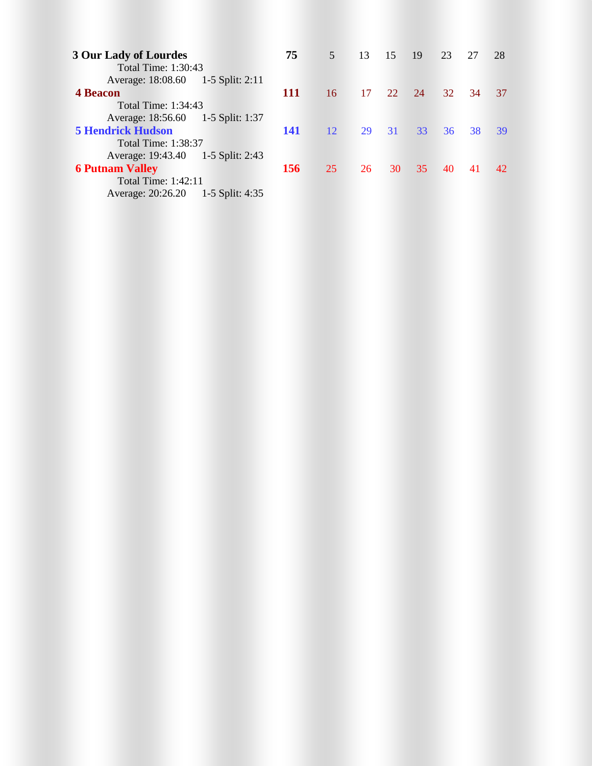**3 Our Lady of Lourdes** **75** 5 13 15 19 23 27 28

Total Time: 1:30:43

Average: 18:08.60 1-5 Split: 2:11

**4 Beacon** **111** 16 17 22 24 32 34 37

Total Time: 1:34:43

Average: 18:56.60 1-5 Split: 1:37

**5 Hendrick Hudson** **141** 12 29 31 33 36 38 39

Total Time: 1:38:37

Average: 19:43.40 1-5 Split: 2:43

**6 Putnam Valley** **156** 25 26 30 35 40 41 42

Total Time: 1:42:11

Average: 20:26.20 1-5 Split: 4:35